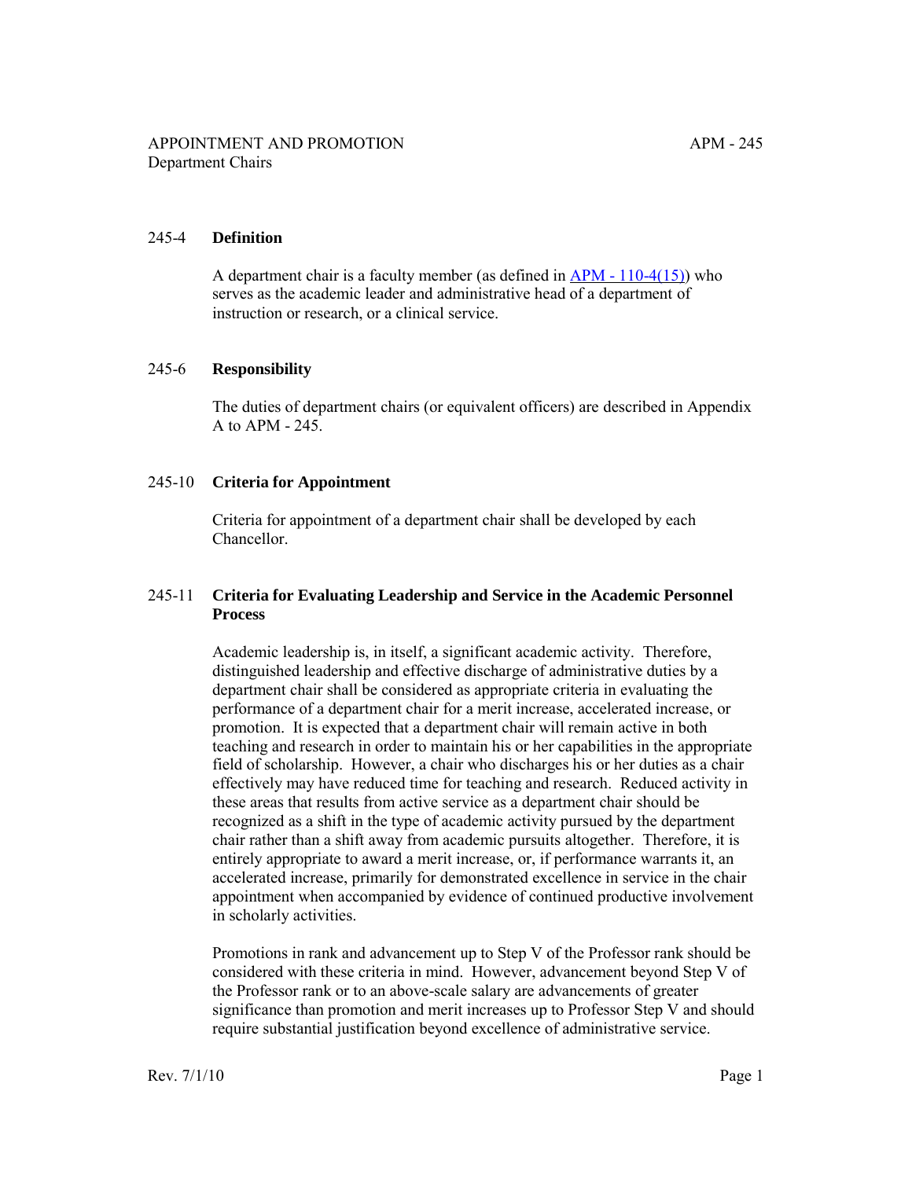# APPOINTMENT AND PROMOTION
## Department Chairs

### 245-4 Definition

A department chair is a faculty member (as defined in [APM - 110-4(15)]) who serves as the academic leader and administrative head of a department of instruction or research, or a clinical service.

### 245-6 Responsibility

The duties of department chairs (or equivalent officers) are described in Appendix A to APM - 245.

### 245-10 Criteria for Appointment

Criteria for appointment of a department chair shall be developed by each Chancellor.

### 245-11 Criteria for Evaluating Leadership and Service in the Academic Personnel Process

Academic leadership is, in itself, a significant academic activity. Therefore, distinguished leadership and effective discharge of administrative duties by a department chair shall be considered as appropriate criteria in evaluating the performance of a department chair for a merit increase, accelerated increase, or promotion. It is expected that a department chair will remain active in both teaching and research in order to maintain his or her capabilities in the appropriate field of scholarship. However, a chair who discharges his or her duties as a chair effectively may have reduced time for teaching and research. Reduced activity in these areas that results from active service as a department chair should be recognized as a shift in the type of academic activity pursued by the department chair rather than a shift away from academic pursuits altogether. Therefore, it is entirely appropriate to award a merit increase, or, if performance warrants it, an accelerated increase, primarily for demonstrated excellence in service in the chair appointment when accompanied by evidence of continued productive involvement in scholarly activities.

Promotions in rank and advancement up to Step V of the Professor rank should be considered with these criteria in mind. However, advancement beyond Step V of the Professor rank or to an above-scale salary are advancements of greater significance than promotion and merit increases up to Professor Step V and should require substantial justification beyond excellence of administrative service.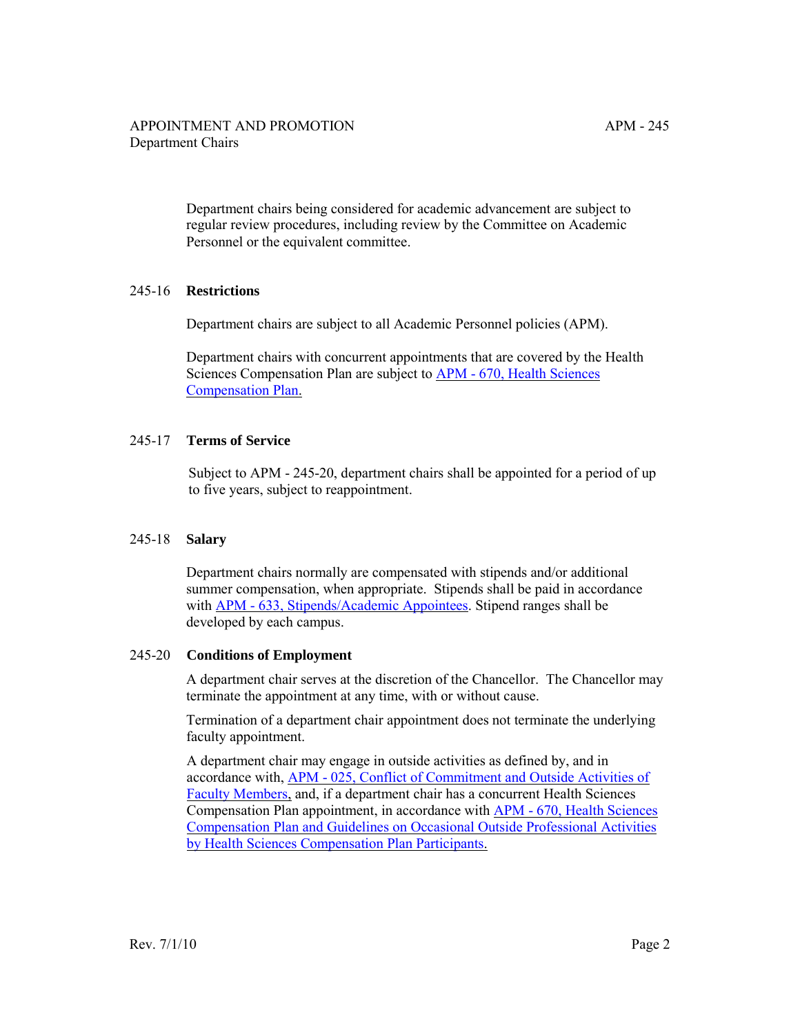Department chairs being considered for academic advancement are subject to regular review procedures, including review by the Committee on Academic Personnel or the equivalent committee.

## 245-16 Restrictions

Department chairs are subject to all Academic Personnel policies (APM).

Department chairs with concurrent appointments that are covered by the Health Sciences Compensation Plan are subject to APM - 670, Health Sciences Compensation Plan.

## 245-17 Terms of Service

Subject to APM - 245-20, department chairs shall be appointed for a period of up to five years, subject to reappointment.

## 245-18 Salary

Department chairs normally are compensated with stipends and/or additional summer compensation, when appropriate. Stipends shall be paid in accordance with APM - 633, Stipends/Academic Appointees. Stipend ranges shall be developed by each campus.

## 245-20 Conditions of Employment

A department chair serves at the discretion of the Chancellor. The Chancellor may terminate the appointment at any time, with or without cause.

Termination of a department chair appointment does not terminate the underlying faculty appointment.

A department chair may engage in outside activities as defined by, and in accordance with, APM - 025, Conflict of Commitment and Outside Activities of Faculty Members, and, if a department chair has a concurrent Health Sciences Compensation Plan appointment, in accordance with APM - 670, Health Sciences Compensation Plan and Guidelines on Occasional Outside Professional Activities by Health Sciences Compensation Plan Participants.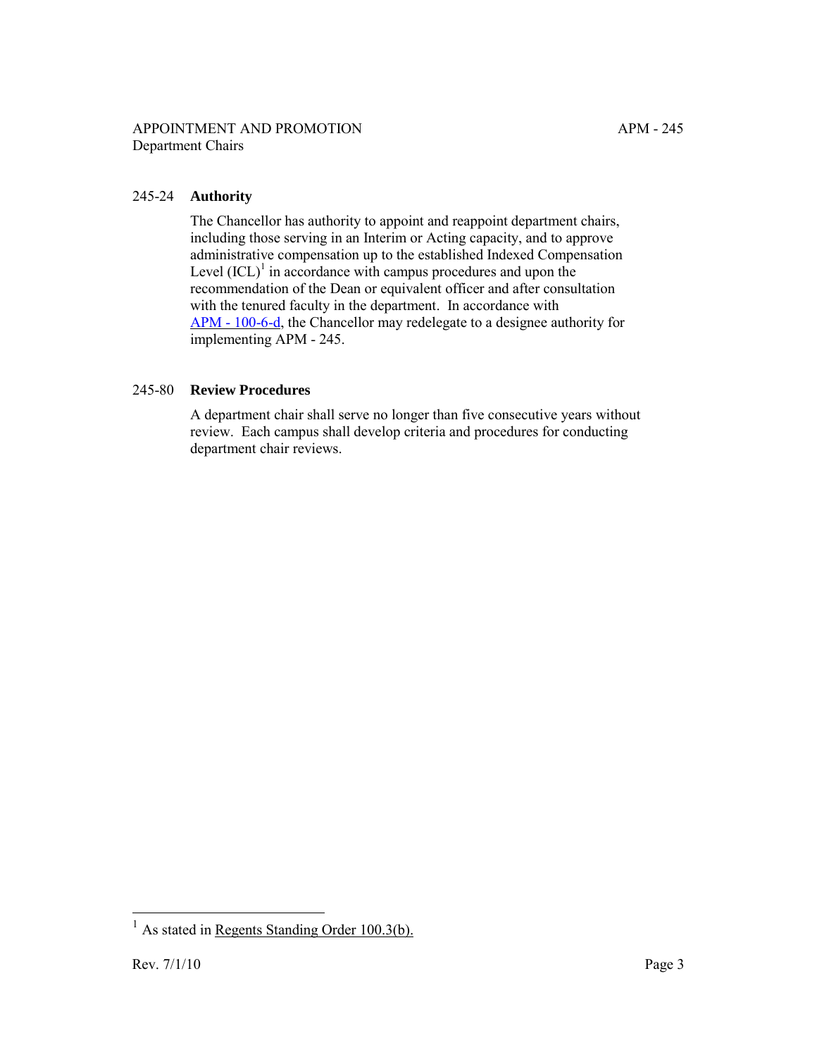## 245-24 Authority

The Chancellor has authority to appoint and reappoint department chairs, including those serving in an Interim or Acting capacity, and to approve administrative compensation up to the established Indexed Compensation Level (ICL)[1] in accordance with campus procedures and upon the recommendation of the Dean or equivalent officer and after consultation with the tenured faculty in the department. In accordance with APM - 100-6-d, the Chancellor may redelegate to a designee authority for implementing APM - 245.

## 245-80 Review Procedures

A department chair shall serve no longer than five consecutive years without review. Each campus shall develop criteria and procedures for conducting department chair reviews.

---

[1] As stated in Regents Standing Order 100.3(b).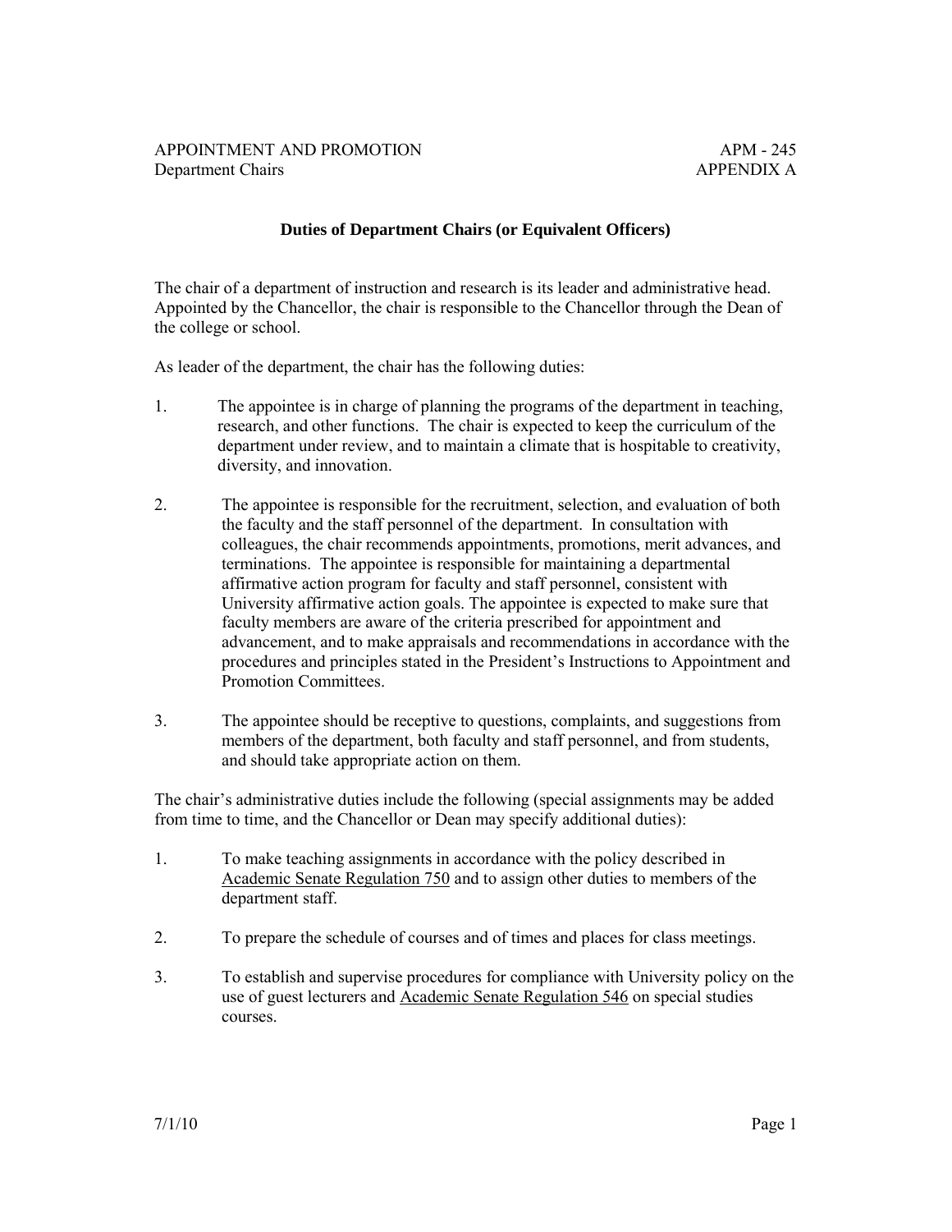## Duties of Department Chairs (or Equivalent Officers)

The chair of a department of instruction and research is its leader and administrative head. Appointed by the Chancellor, the chair is responsible to the Chancellor through the Dean of the college or school.

As leader of the department, the chair has the following duties:

1. The appointee is in charge of planning the programs of the department in teaching, research, and other functions. The chair is expected to keep the curriculum of the department under review, and to maintain a climate that is hospitable to creativity, diversity, and innovation.

2. The appointee is responsible for the recruitment, selection, and evaluation of both the faculty and the staff personnel of the department. In consultation with colleagues, the chair recommends appointments, promotions, merit advances, and terminations. The appointee is responsible for maintaining a departmental affirmative action program for faculty and staff personnel, consistent with University affirmative action goals. The appointee is expected to make sure that faculty members are aware of the criteria prescribed for appointment and advancement, and to make appraisals and recommendations in accordance with the procedures and principles stated in the President's Instructions to Appointment and Promotion Committees.

3. The appointee should be receptive to questions, complaints, and suggestions from members of the department, both faculty and staff personnel, and from students, and should take appropriate action on them.

The chair's administrative duties include the following (special assignments may be added from time to time, and the Chancellor or Dean may specify additional duties):

1. To make teaching assignments in accordance with the policy described in Academic Senate Regulation 750 and to assign other duties to members of the department staff.

2. To prepare the schedule of courses and of times and places for class meetings.

3. To establish and supervise procedures for compliance with University policy on the use of guest lecturers and Academic Senate Regulation 546 on special studies courses.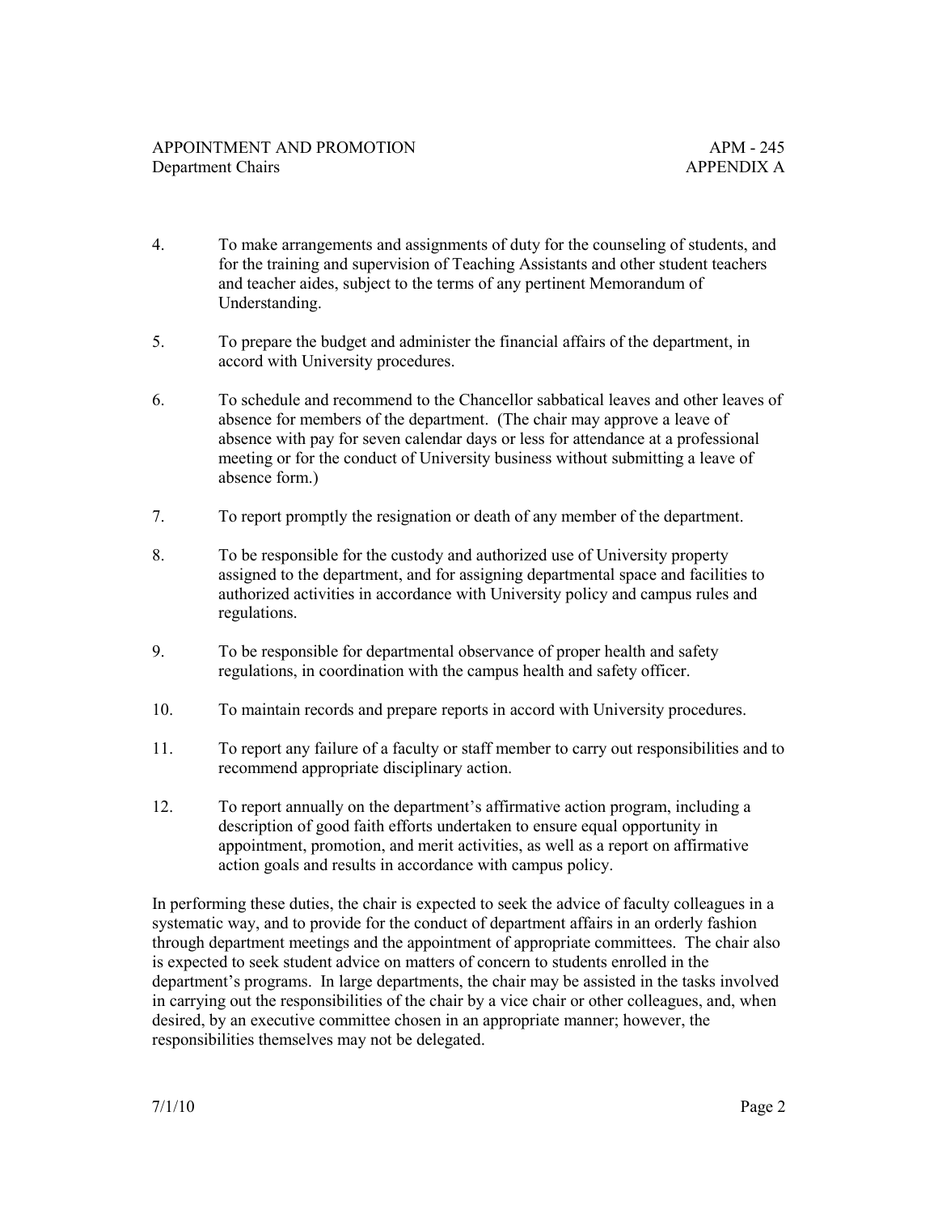4. To make arrangements and assignments of duty for the counseling of students, and for the training and supervision of Teaching Assistants and other student teachers and teacher aides, subject to the terms of any pertinent Memorandum of Understanding.

5. To prepare the budget and administer the financial affairs of the department, in accord with University procedures.

6. To schedule and recommend to the Chancellor sabbatical leaves and other leaves of absence for members of the department. (The chair may approve a leave of absence with pay for seven calendar days or less for attendance at a professional meeting or for the conduct of University business without submitting a leave of absence form.)

7. To report promptly the resignation or death of any member of the department.

8. To be responsible for the custody and authorized use of University property assigned to the department, and for assigning departmental space and facilities to authorized activities in accordance with University policy and campus rules and regulations.

9. To be responsible for departmental observance of proper health and safety regulations, in coordination with the campus health and safety officer.

10. To maintain records and prepare reports in accord with University procedures.

11. To report any failure of a faculty or staff member to carry out responsibilities and to recommend appropriate disciplinary action.

12. To report annually on the department's affirmative action program, including a description of good faith efforts undertaken to ensure equal opportunity in appointment, promotion, and merit activities, as well as a report on affirmative action goals and results in accordance with campus policy.

In performing these duties, the chair is expected to seek the advice of faculty colleagues in a systematic way, and to provide for the conduct of department affairs in an orderly fashion through department meetings and the appointment of appropriate committees. The chair also is expected to seek student advice on matters of concern to students enrolled in the department's programs. In large departments, the chair may be assisted in the tasks involved in carrying out the responsibilities of the chair by a vice chair or other colleagues, and, when desired, by an executive committee chosen in an appropriate manner; however, the responsibilities themselves may not be delegated.